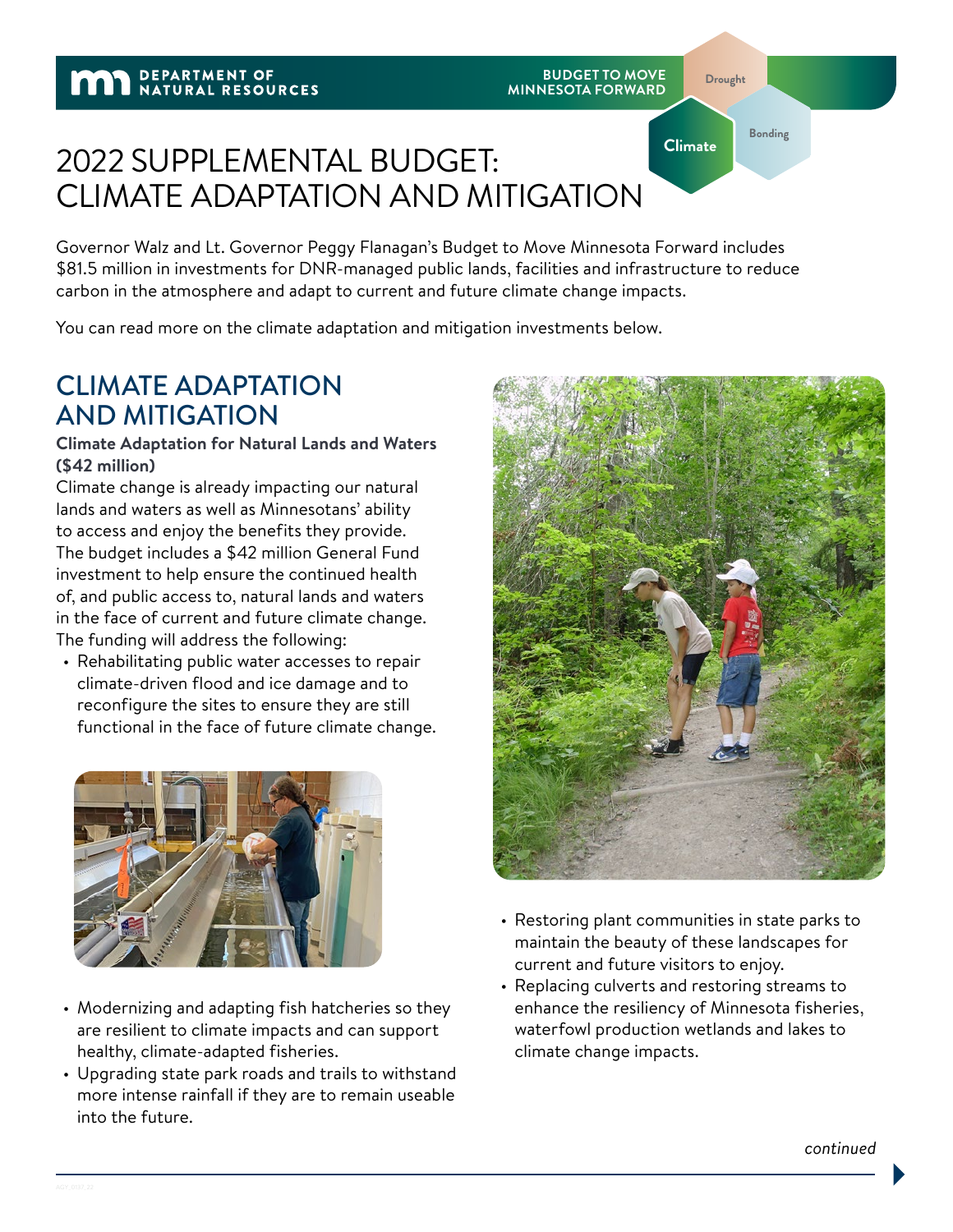DEPARTMENT OF NATURAL RESOURCES

BUDGET TO MOVE MINNESOTA FORWARD

Drought | Climate | Bonding

# 2022 SUPPLEMENTAL BUDGET: CLIMATE ADAPTATION AND MITIGATION

Governor Walz and Lt. Governor Peggy Flanagan's Budget to Move Minnesota Forward includes $81.5 million in investments for DNR-managed public lands, facilities and infrastructure to reduce carbon in the atmosphere and adapt to current and future climate change impacts.

You can read more on the climate adaptation and mitigation investments below.

## CLIMATE ADAPTATION AND MITIGATION

**Climate Adaptation for Natural Lands and Waters ($42 million)**

Climate change is already impacting our natural lands and waters as well as Minnesotans' ability to access and enjoy the benefits they provide. The budget includes a $42 million General Fund investment to help ensure the continued health of, and public access to, natural lands and waters in the face of current and future climate change. The funding will address the following:

- Rehabilitating public water accesses to repair climate-driven flood and ice damage and to reconfigure the sites to ensure they are still functional in the face of future climate change.
- Modernizing and adapting fish hatcheries so they are resilient to climate impacts and can support healthy, climate-adapted fisheries.
- Upgrading state park roads and trails to withstand more intense rainfall if they are to remain useable into the future.
- Restoring plant communities in state parks to maintain the beauty of these landscapes for current and future visitors to enjoy.
- Replacing culverts and restoring streams to enhance the resiliency of Minnesota fisheries, waterfowl production wetlands and lakes to climate change impacts.

*continued*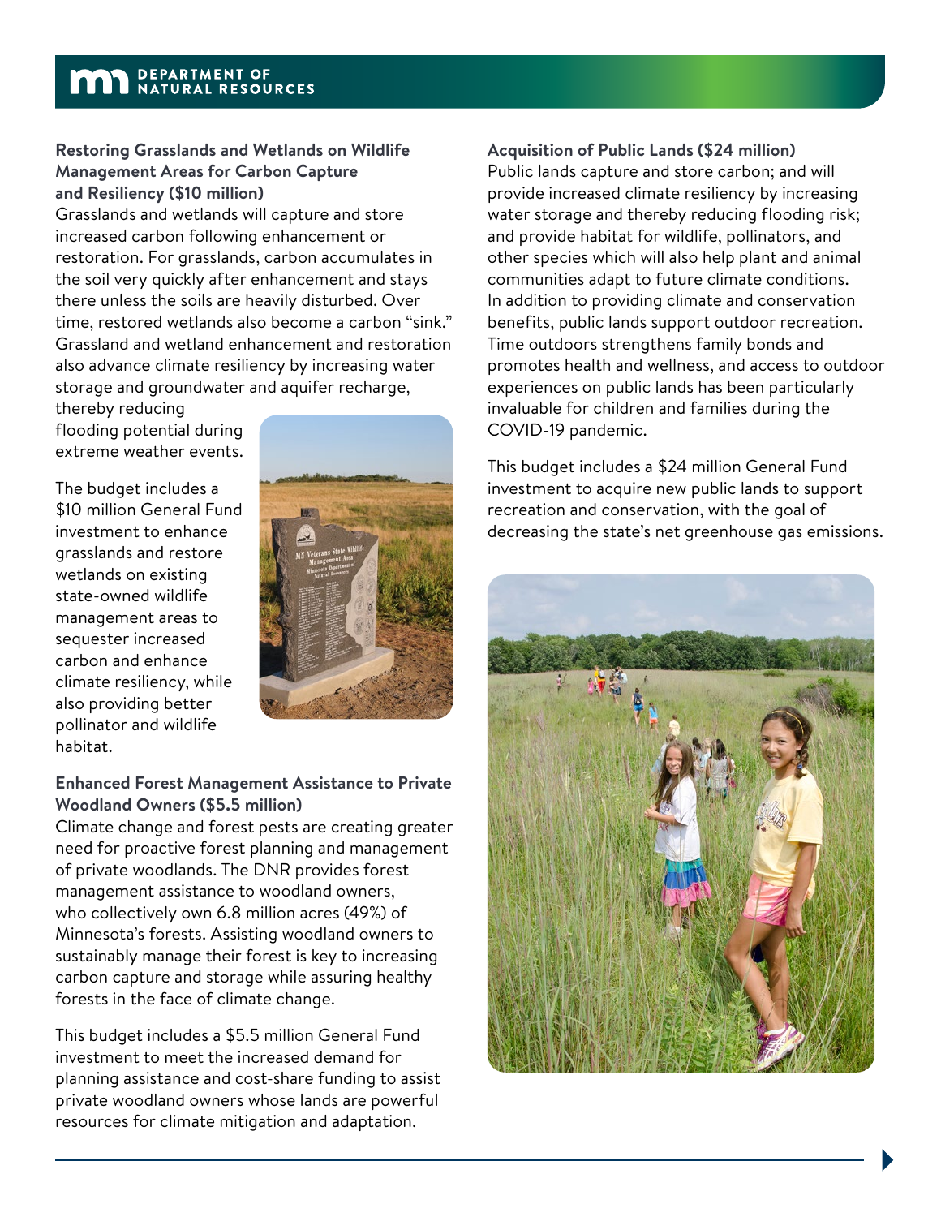### Restoring Grasslands and Wetlands on Wildlife Management Areas for Carbon Capture and Resiliency ($10 million)

Grasslands and wetlands will capture and store increased carbon following enhancement or restoration. For grasslands, carbon accumulates in the soil very quickly after enhancement and stays there unless the soils are heavily disturbed. Over time, restored wetlands also become a carbon "sink." Grassland and wetland enhancement and restoration also advance climate resiliency by increasing water storage and groundwater and aquifer recharge, thereby reducing flooding potential during extreme weather events.

The budget includes a $10 million General Fund investment to enhance grasslands and restore wetlands on existing state-owned wildlife management areas to sequester increased carbon and enhance climate resiliency, while also providing better pollinator and wildlife habitat.

### Enhanced Forest Management Assistance to Private Woodland Owners ($5.5 million)

Climate change and forest pests are creating greater need for proactive forest planning and management of private woodlands. The DNR provides forest management assistance to woodland owners, who collectively own 6.8 million acres (49%) of Minnesota's forests. Assisting woodland owners to sustainably manage their forest is key to increasing carbon capture and storage while assuring healthy forests in the face of climate change.

This budget includes a $5.5 million General Fund investment to meet the increased demand for planning assistance and cost-share funding to assist private woodland owners whose lands are powerful resources for climate mitigation and adaptation.

### Acquisition of Public Lands ($24 million)

Public lands capture and store carbon; and will provide increased climate resiliency by increasing water storage and thereby reducing flooding risk; and provide habitat for wildlife, pollinators, and other species which will also help plant and animal communities adapt to future climate conditions. In addition to providing climate and conservation benefits, public lands support outdoor recreation. Time outdoors strengthens family bonds and promotes health and wellness, and access to outdoor experiences on public lands has been particularly invaluable for children and families during the COVID-19 pandemic.

This budget includes a $24 million General Fund investment to acquire new public lands to support recreation and conservation, with the goal of decreasing the state's net greenhouse gas emissions.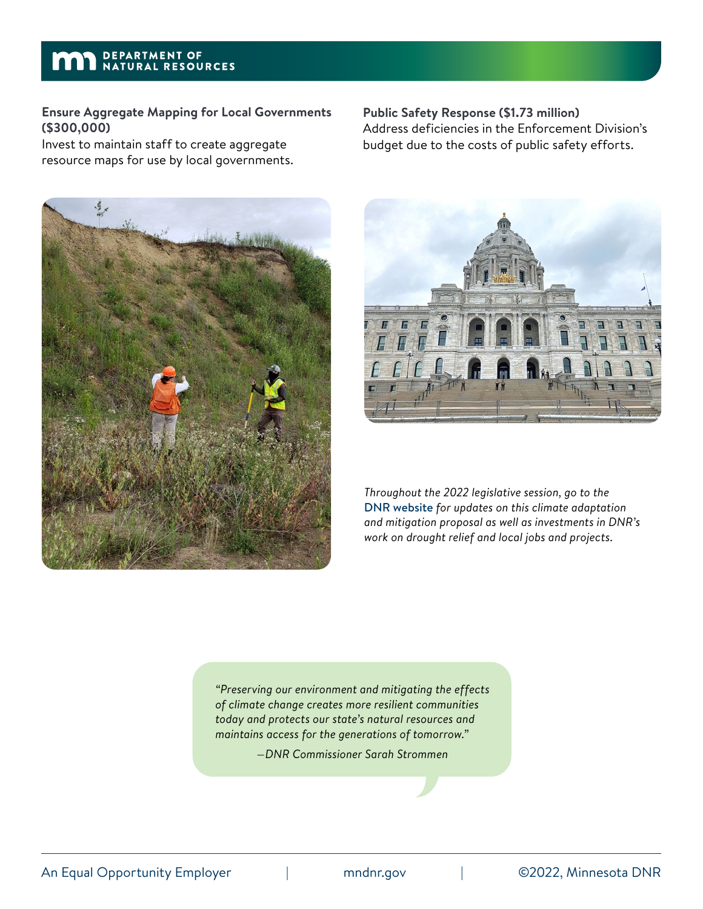**Ensure Aggregate Mapping for Local Governments ($300,000)**
Invest to maintain staff to create aggregate resource maps for use by local governments.

**Public Safety Response ($1.73 million)**
Address deficiencies in the Enforcement Division's budget due to the costs of public safety efforts.

*Throughout the 2022 legislative session, go to the* **DNR website** *for updates on this climate adaptation and mitigation proposal as well as investments in DNR's work on drought relief and local jobs and projects.*

> *"Preserving our environment and mitigating the effects of climate change creates more resilient communities today and protects our state's natural resources and maintains access for the generations of tomorrow."*
>
> *—DNR Commissioner Sarah Strommen*